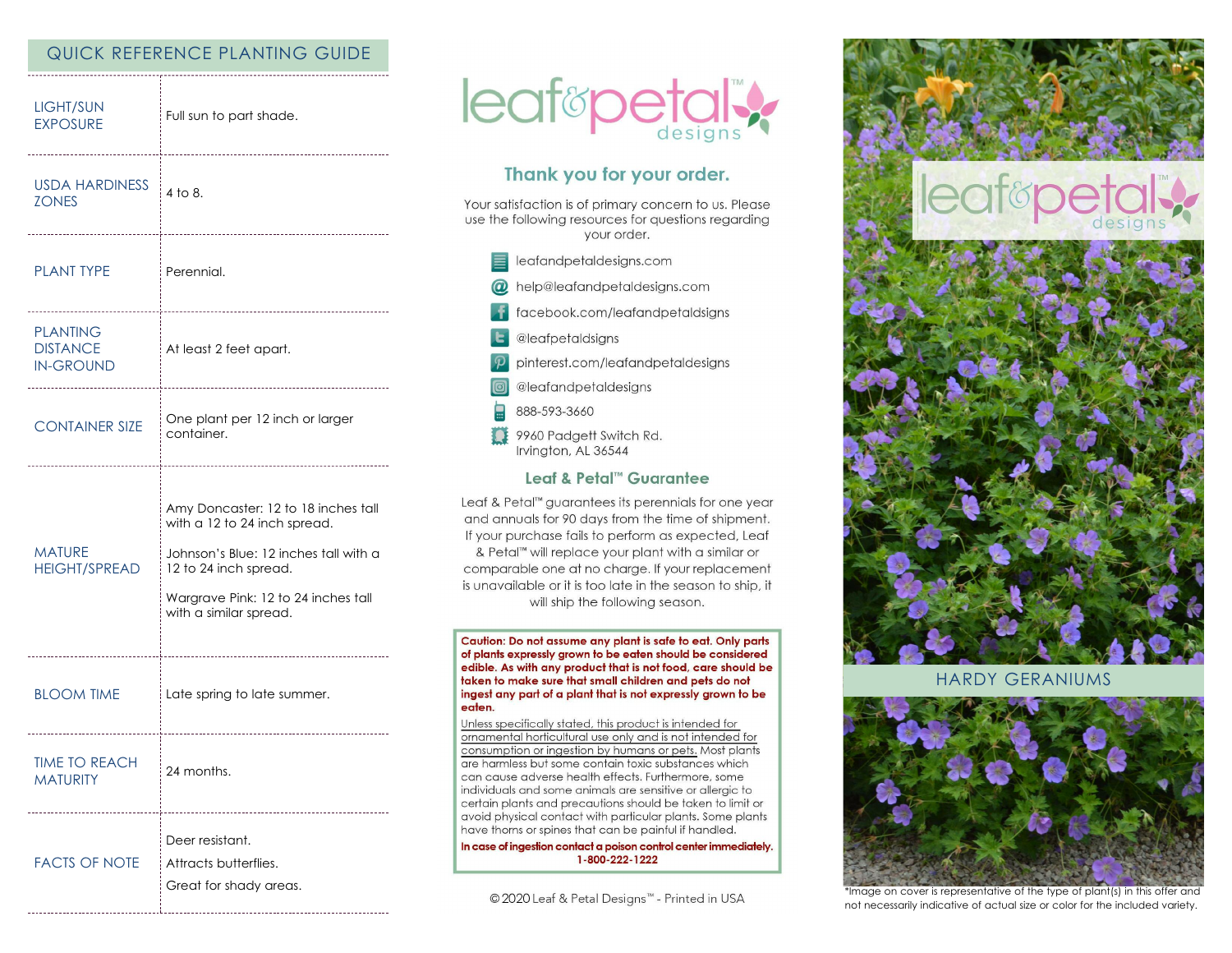## QUICK REFERENCE PLANTING GUIDE

| | |
|---|---|
| LIGHT/SUN EXPOSURE | Full sun to part shade. |
| USDA HARDINESS ZONES | 4 to 8. |
| PLANT TYPE | Perennial. |
| PLANTING DISTANCE IN-GROUND | At least 2 feet apart. |
| CONTAINER SIZE | One plant per 12 inch or larger container. |
| MATURE HEIGHT/SPREAD | Amy Doncaster: 12 to 18 inches tall with a 12 to 24 inch spread.<br><br>Johnson's Blue: 12 inches tall with a 12 to 24 inch spread.<br><br>Wargrave Pink: 12 to 24 inches tall with a similar spread. |
| BLOOM TIME | Late spring to late summer. |
| TIME TO REACH MATURITY | 24 months. |
| FACTS OF NOTE | Deer resistant.<br>Attracts butterflies.<br>Great for shady areas. |

leaf&petal™ designs

## Thank you for your order.

Your satisfaction is of primary concern to us. Please use the following resources for questions regarding your order.

- leafandpetaldesigns.com
- help@leafandpetaldesigns.com
- facebook.com/leafandpetaldsigns
- @leafpetaldsigns
- pinterest.com/leafandpetaldesigns
- @leafandpetaldesigns
- 888-593-3660
- 9960 Padgett Switch Rd. Irvington, AL 36544

## Leaf & Petal™ Guarantee

Leaf & Petal™ guarantees its perennials for one year and annuals for 90 days from the time of shipment. If your purchase fails to perform as expected, Leaf & Petal™ will replace your plant with a similar or comparable one at no charge. If your replacement is unavailable or it is too late in the season to ship, it will ship the following season.

**Caution: Do not assume any plant is safe to eat. Only parts of plants expressly grown to be eaten should be considered edible. As with any product that is not food, care should be taken to make sure that small children and pets do not ingest any part of a plant that is not expressly grown to be eaten.**

Unless specifically stated, this product is intended for ornamental horticultural use only and is not intended for consumption or ingestion by humans or pets. Most plants are harmless but some contain toxic substances which can cause adverse health effects. Furthermore, some individuals and some animals are sensitive or allergic to certain plants and precautions should be taken to limit or avoid physical contact with particular plants. Some plants have thorns or spines that can be painful if handled.

**In case of ingestion contact a poison control center immediately. 1-800-222-1222**

© 2020 Leaf & Petal Designs™ - Printed in USA

leaf&petal™ designs

# HARDY GERANIUMS

*Image on cover is representative of the type of plant(s) in this offer and not necessarily indicative of actual size or color for the included variety.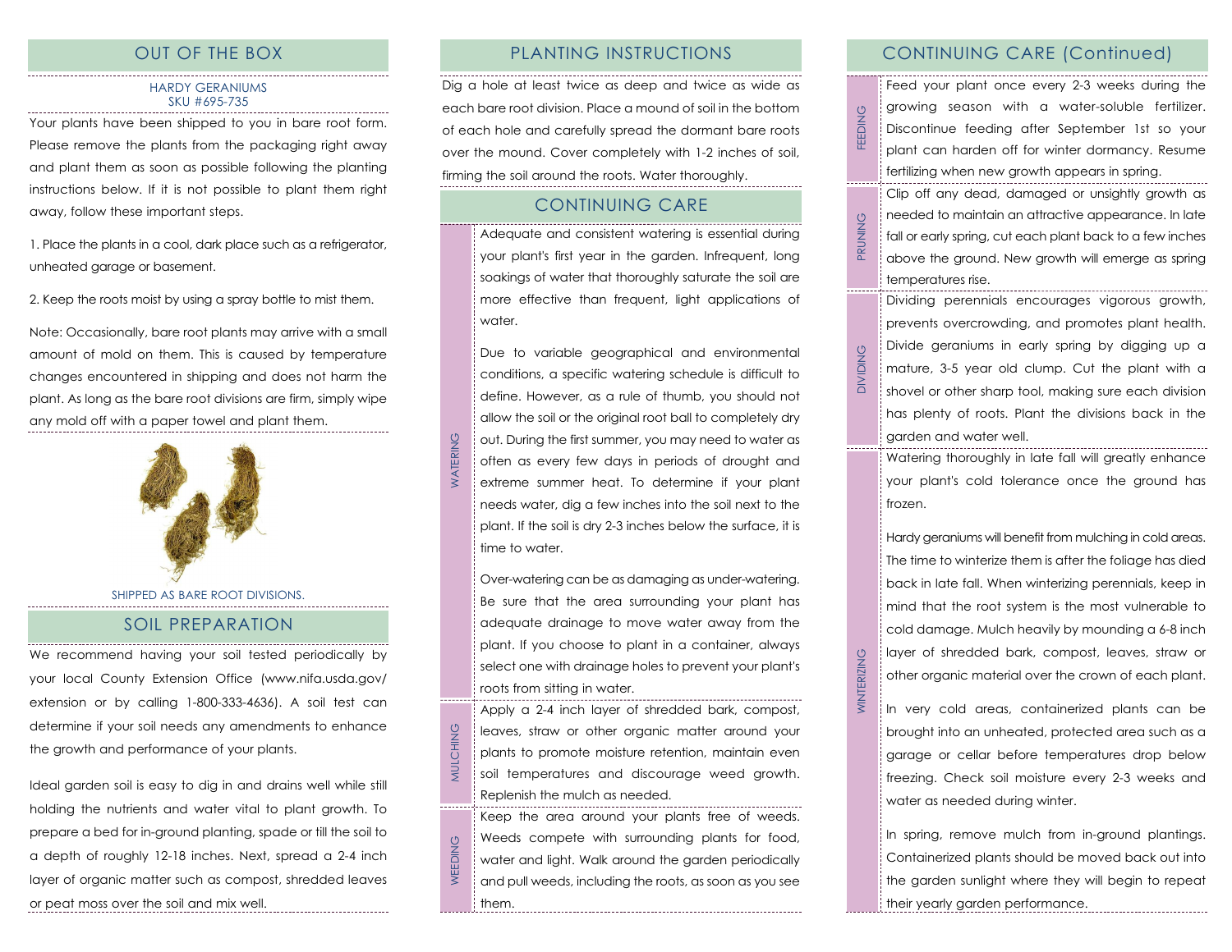## OUT OF THE BOX

HARDY GERANIUMS
SKU #695-735

Your plants have been shipped to you in bare root form. Please remove the plants from the packaging right away and plant them as soon as possible following the planting instructions below. If it is not possible to plant them right away, follow these important steps.

1. Place the plants in a cool, dark place such as a refrigerator, unheated garage or basement.

2. Keep the roots moist by using a spray bottle to mist them.

Note: Occasionally, bare root plants may arrive with a small amount of mold on them. This is caused by temperature changes encountered in shipping and does not harm the plant. As long as the bare root divisions are firm, simply wipe any mold off with a paper towel and plant them.

SHIPPED AS BARE ROOT DIVISIONS.

## SOIL PREPARATION

We recommend having your soil tested periodically by your local County Extension Office (www.nifa.usda.gov/extension or by calling 1-800-333-4636). A soil test can determine if your soil needs any amendments to enhance the growth and performance of your plants.

Ideal garden soil is easy to dig in and drains well while still holding the nutrients and water vital to plant growth. To prepare a bed for in-ground planting, spade or till the soil to a depth of roughly 12-18 inches. Next, spread a 2-4 inch layer of organic matter such as compost, shredded leaves or peat moss over the soil and mix well.

## PLANTING INSTRUCTIONS

Dig a hole at least twice as deep and twice as wide as each bare root division. Place a mound of soil in the bottom of each hole and carefully spread the dormant bare roots over the mound. Cover completely with 1-2 inches of soil, firming the soil around the roots. Water thoroughly.

## CONTINUING CARE

### WATERING

Adequate and consistent watering is essential during your plant's first year in the garden. Infrequent, long soakings of water that thoroughly saturate the soil are more effective than frequent, light applications of water.

Due to variable geographical and environmental conditions, a specific watering schedule is difficult to define. However, as a rule of thumb, you should not allow the soil or the original root ball to completely dry out. During the first summer, you may need to water as often as every few days in periods of drought and extreme summer heat. To determine if your plant needs water, dig a few inches into the soil next to the plant. If the soil is dry 2-3 inches below the surface, it is time to water.

Over-watering can be as damaging as under-watering. Be sure that the area surrounding your plant has adequate drainage to move water away from the plant. If you choose to plant in a container, always select one with drainage holes to prevent your plant's roots from sitting in water.

### MULCHING

Apply a 2-4 inch layer of shredded bark, compost, leaves, straw or other organic matter around your plants to promote moisture retention, maintain even soil temperatures and discourage weed growth. Replenish the mulch as needed.

### WEEDING

Keep the area around your plants free of weeds. Weeds compete with surrounding plants for food, water and light. Walk around the garden periodically and pull weeds, including the roots, as soon as you see them.

## CONTINUING CARE (Continued)

### FEEDING

Feed your plant once every 2-3 weeks during the growing season with a water-soluble fertilizer. Discontinue feeding after September 1st so your plant can harden off for winter dormancy. Resume fertilizing when new growth appears in spring.

### PRUNING

Clip off any dead, damaged or unsightly growth as needed to maintain an attractive appearance. In late fall or early spring, cut each plant back to a few inches above the ground. New growth will emerge as spring temperatures rise.

### DIVIDING

Dividing perennials encourages vigorous growth, prevents overcrowding, and promotes plant health. Divide geraniums in early spring by digging up a mature, 3-5 year old clump. Cut the plant with a shovel or other sharp tool, making sure each division has plenty of roots. Plant the divisions back in the garden and water well.

### WINTERIZING

Watering thoroughly in late fall will greatly enhance your plant's cold tolerance once the ground has frozen.

Hardy geraniums will benefit from mulching in cold areas. The time to winterize them is after the foliage has died back in late fall. When winterizing perennials, keep in mind that the root system is the most vulnerable to cold damage. Mulch heavily by mounding a 6-8 inch layer of shredded bark, compost, leaves, straw or other organic material over the crown of each plant.

In very cold areas, containerized plants can be brought into an unheated, protected area such as a garage or cellar before temperatures drop below freezing. Check soil moisture every 2-3 weeks and water as needed during winter.

In spring, remove mulch from in-ground plantings. Containerized plants should be moved back out into the garden sunlight where they will begin to repeat their yearly garden performance.